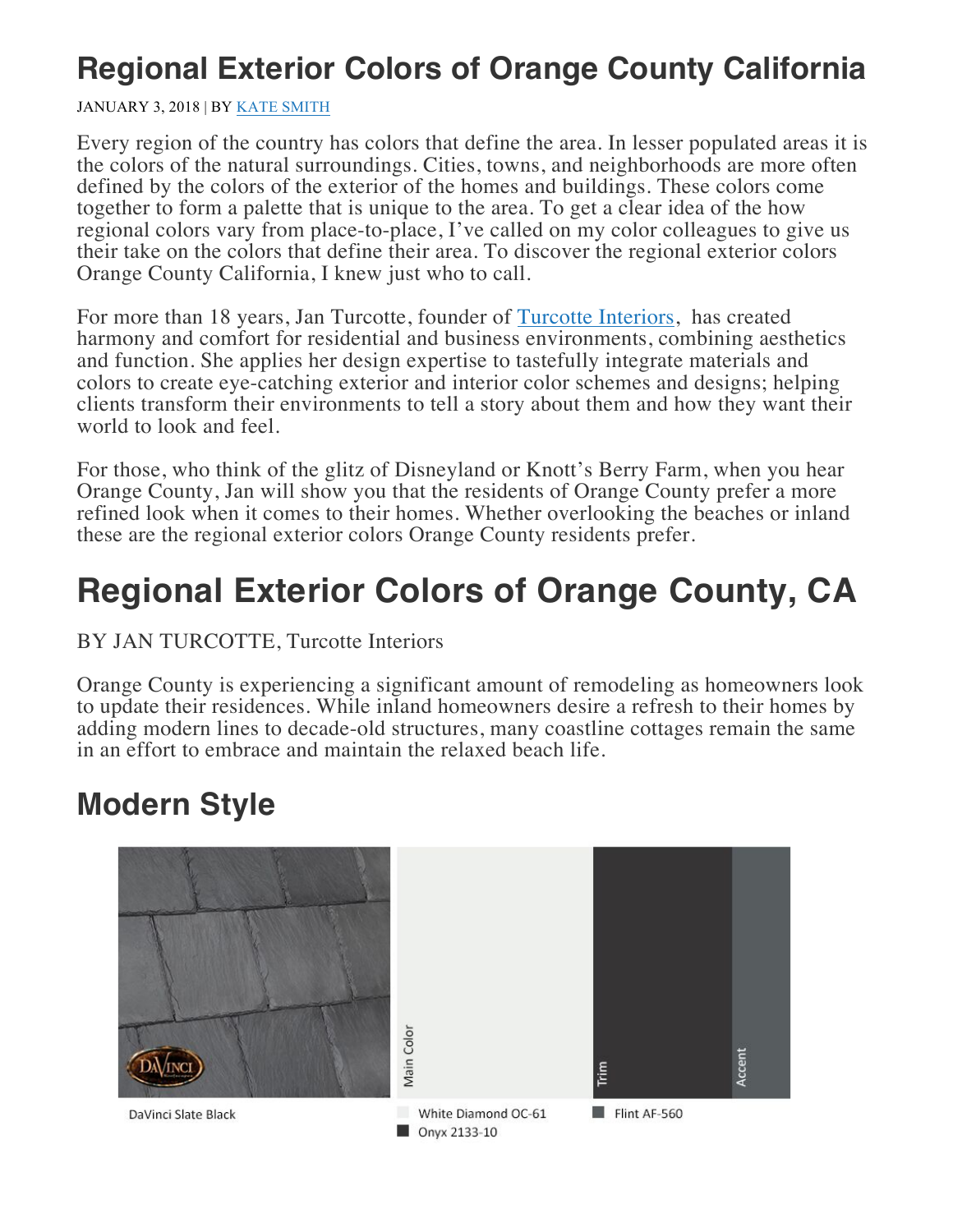# Regional Exterior Colors of Orange County California

JANUARY 3, 2018 | BY KATE SMITH

Every region of the country has colors that define the area. In lesser populated areas it is the colors of the natural surroundings. Cities, towns, and neighborhoods are more often defined by the colors of the exterior of the homes and buildings. These colors come together to form a palette that is unique to the area. To get a clear idea of the how regional colors vary from place-to-place, I've called on my color colleagues to give us their take on the colors that define their area. To discover the regional exterior colors Orange County California, I knew just who to call.

For more than 18 years, Jan Turcotte, founder of Turcotte Interiors, has created harmony and comfort for residential and business environments, combining aesthetics and function. She applies her design expertise to tastefully integrate materials and colors to create eye-catching exterior and interior color schemes and designs; helping clients transform their environments to tell a story about them and how they want their world to look and feel.

For those, who think of the glitz of Disneyland or Knott's Berry Farm, when you hear Orange County, Jan will show you that the residents of Orange County prefer a more refined look when it comes to their homes. Whether overlooking the beaches or inland these are the regional exterior colors Orange County residents prefer.

# Regional Exterior Colors of Orange County, CA

BY JAN TURCOTTE, Turcotte Interiors

Orange County is experiencing a significant amount of remodeling as homeowners look to update their residences. While inland homeowners desire a refresh to their homes by adding modern lines to decade-old structures, many coastline cottages remain the same in an effort to embrace and maintain the relaxed beach life.

## Modern Style

Main Color | Trim | Accent

DaVinci Slate Black

White Diamond OC-61

Onyx 2133-10

Flint AF-560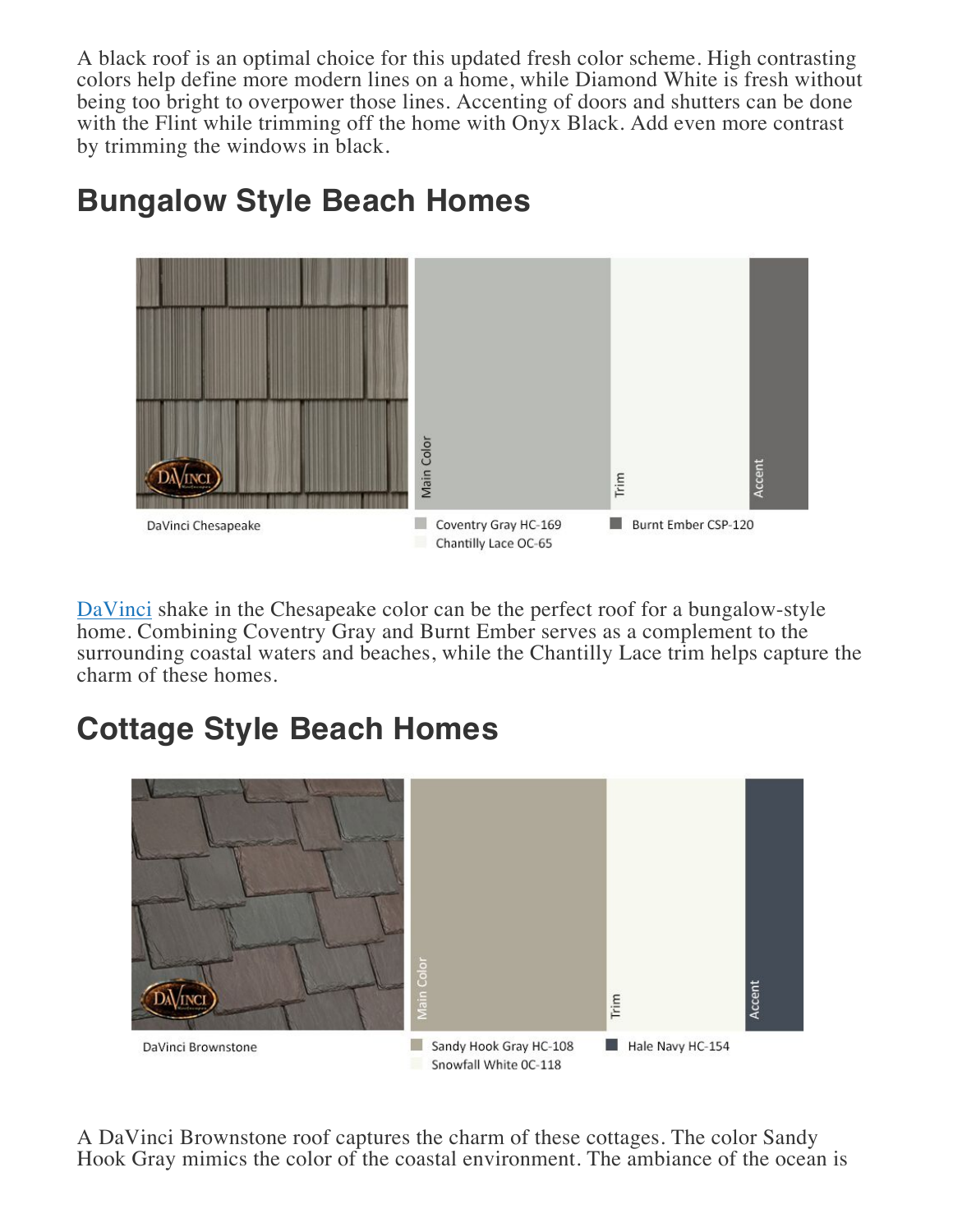A black roof is an optimal choice for this updated fresh color scheme. High contrasting colors help define more modern lines on a home, while Diamond White is fresh without being too bright to overpower those lines. Accenting of doors and shutters can be done with the Flint while trimming off the home with Onyx Black. Add even more contrast by trimming the windows in black.

## Bungalow Style Beach Homes

DaVinci Chesapeake

Main Color: Coventry Gray HC-169
Trim: Chantilly Lace OC-65
Accent: Burnt Ember CSP-120

DaVinci shake in the Chesapeake color can be the perfect roof for a bungalow-style home. Combining Coventry Gray and Burnt Ember serves as a complement to the surrounding coastal waters and beaches, while the Chantilly Lace trim helps capture the charm of these homes.

## Cottage Style Beach Homes

DaVinci Brownstone

Main Color: Sandy Hook Gray HC-108
Trim: Snowfall White OC-118
Accent: Hale Navy HC-154

A DaVinci Brownstone roof captures the charm of these cottages. The color Sandy Hook Gray mimics the color of the coastal environment. The ambiance of the ocean is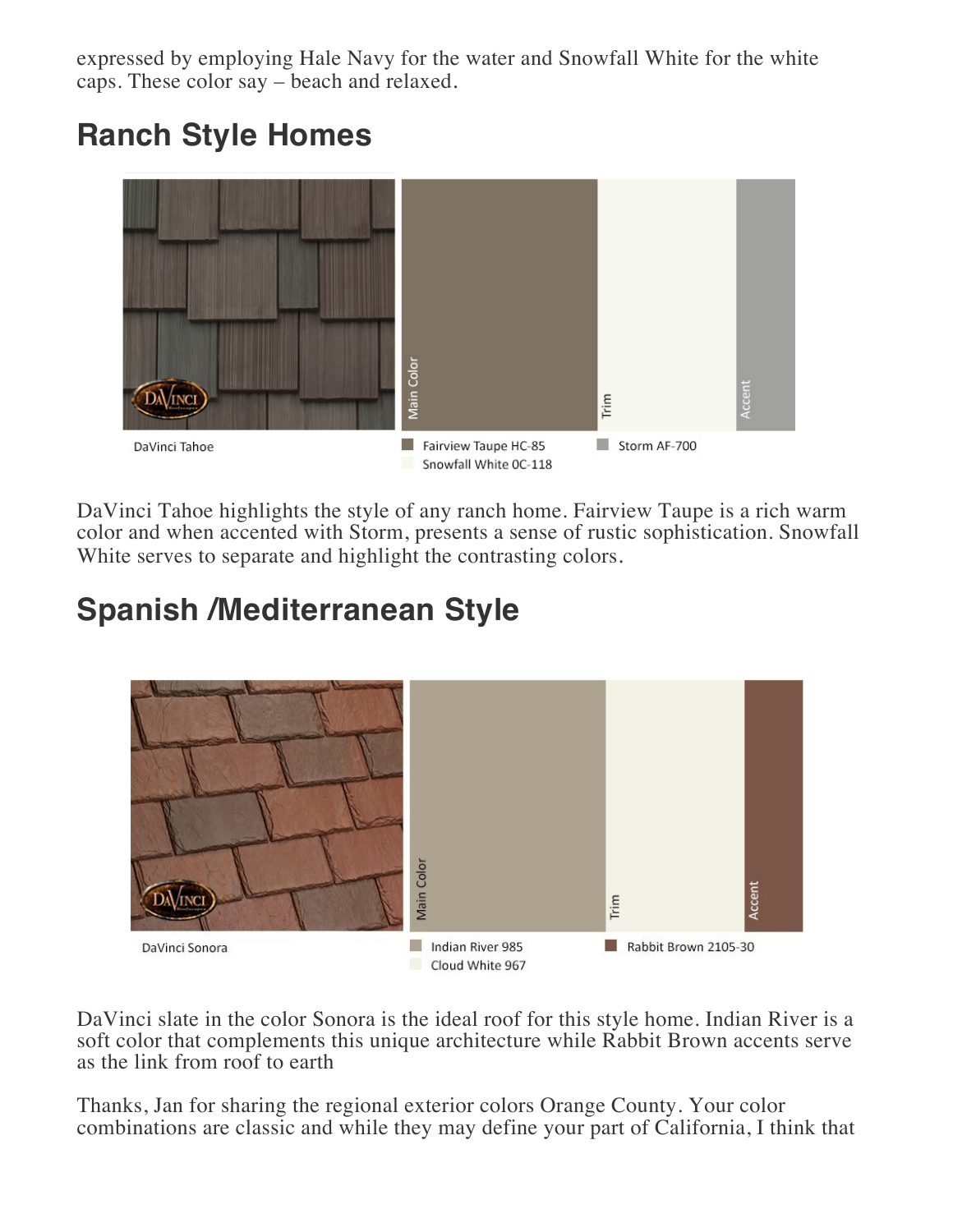expressed by employing Hale Navy for the water and Snowfall White for the white caps. These color say – beach and relaxed.

## Ranch Style Homes

DaVinci Tahoe

Main Color | Trim | Accent

Fairview Taupe HC-85
Snowfall White OC-118
Storm AF-700

DaVinci Tahoe highlights the style of any ranch home. Fairview Taupe is a rich warm color and when accented with Storm, presents a sense of rustic sophistication. Snowfall White serves to separate and highlight the contrasting colors.

## Spanish /Mediterranean Style

DaVinci Sonora

Main Color | Trim | Accent

Indian River 985
Cloud White 967
Rabbit Brown 2105-30

DaVinci slate in the color Sonora is the ideal roof for this style home. Indian River is a soft color that complements this unique architecture while Rabbit Brown accents serve as the link from roof to earth

Thanks, Jan for sharing the regional exterior colors Orange County. Your color combinations are classic and while they may define your part of California, I think that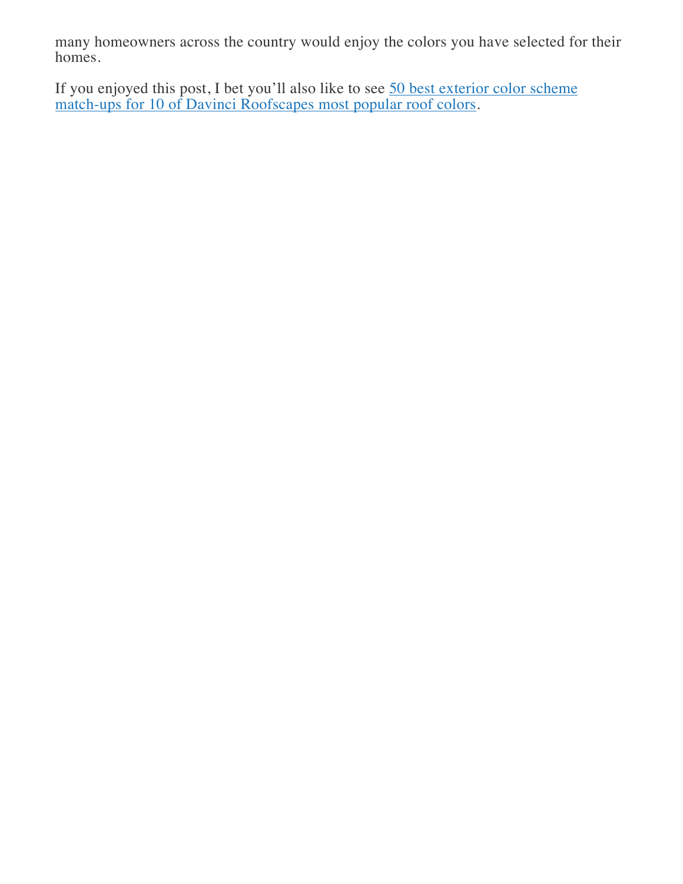many homeowners across the country would enjoy the colors you have selected for their homes.

If you enjoyed this post, I bet you'll also like to see 50 best exterior color scheme match-ups for 10 of Davinci Roofscapes most popular roof colors.